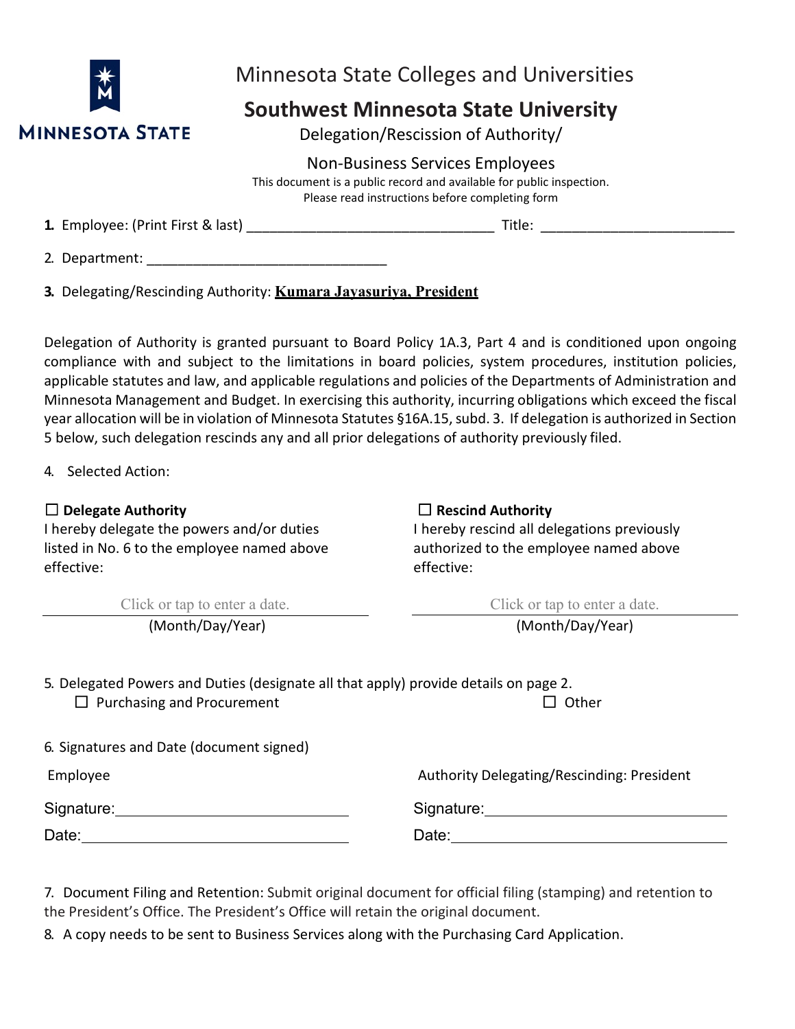MINNESOTA STATE

# Minnesota State Colleges and Universities

## Southwest Minnesota State University

Delegation/Rescission of Authority/

Non-Business Services Employees

This document is a public record and available for public inspection.
Please read instructions before completing form

**1.** Employee: (Print First & last) _______________________________ Title: ________________________

2. Department: ______________________________

**3.** Delegating/Rescinding Authority: **Kumara Jayasuriya, President**

Delegation of Authority is granted pursuant to Board Policy 1A.3, Part 4 and is conditioned upon ongoing compliance with and subject to the limitations in board policies, system procedures, institution policies, applicable statutes and law, and applicable regulations and policies of the Departments of Administration and Minnesota Management and Budget. In exercising this authority, incurring obligations which exceed the fiscal year allocation will be in violation of Minnesota Statutes §16A.15, subd. 3. If delegation is authorized in Section 5 below, such delegation rescinds any and all prior delegations of authority previously filed.

4. Selected Action:

☐ **Delegate Authority**
I hereby delegate the powers and/or duties listed in No. 6 to the employee named above effective:

Click or tap to enter a date.
(Month/Day/Year)

☐ **Rescind Authority**
I hereby rescind all delegations previously authorized to the employee named above effective:

Click or tap to enter a date.
(Month/Day/Year)

5. Delegated Powers and Duties (designate all that apply) provide details on page 2.

☐ Purchasing and Procurement

☐ Other

6. Signatures and Date (document signed)

Employee

Signature: ____________________________

Date: ____________________________

Authority Delegating/Rescinding: President

Signature: ____________________________

Date: ____________________________

7. Document Filing and Retention: Submit original document for official filing (stamping) and retention to the President's Office. The President's Office will retain the original document.

8. A copy needs to be sent to Business Services along with the Purchasing Card Application.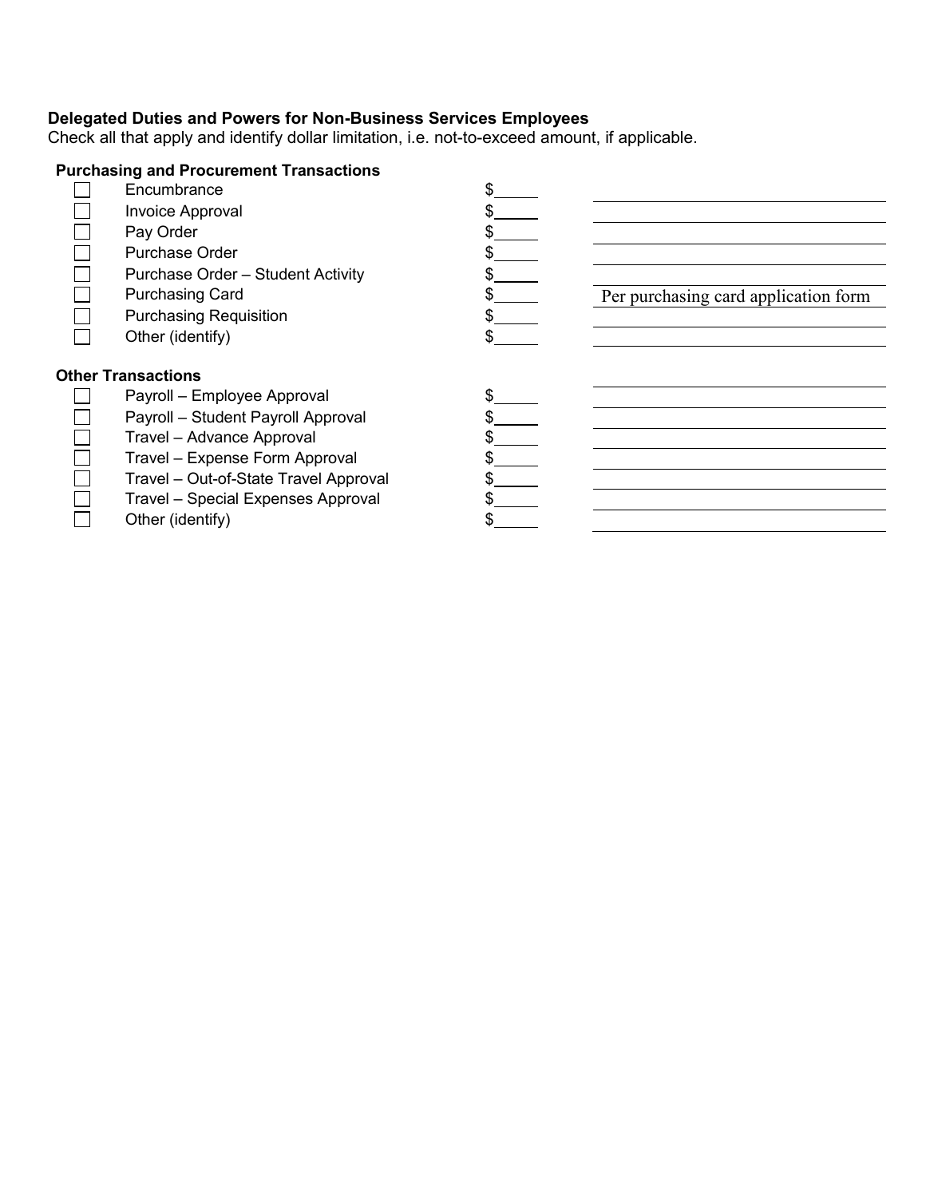**Delegated Duties and Powers for Non-Business Services Employees**

Check all that apply and identify dollar limitation, i.e. not-to-exceed amount, if applicable.

**Purchasing and Procurement Transactions**

| | | | |
|---|---|---|---|
| ☐ | Encumbrance | $\_\_\_\_\_ | |
| ☐ | Invoice Approval | $\_\_\_\_\_ | |
| ☐ | Pay Order | $\_\_\_\_\_ | |
| ☐ | Purchase Order | $\_\_\_\_\_ | |
| ☐ | Purchase Order – Student Activity | $\_\_\_\_\_ | |
| ☐ | Purchasing Card | $\_\_\_\_\_ | Per purchasing card application form |
| ☐ | Purchasing Requisition | $\_\_\_\_\_ | |
| ☐ | Other (identify) | $\_\_\_\_\_ | |

**Other Transactions**

| | | | |
|---|---|---|---|
| ☐ | Payroll – Employee Approval | $\_\_\_\_\_ | |
| ☐ | Payroll – Student Payroll Approval | $\_\_\_\_\_ | |
| ☐ | Travel – Advance Approval | $\_\_\_\_\_ | |
| ☐ | Travel – Expense Form Approval | $\_\_\_\_\_ | |
| ☐ | Travel – Out-of-State Travel Approval | $\_\_\_\_\_ | |
| ☐ | Travel – Special Expenses Approval | $\_\_\_\_\_ | |
| ☐ | Other (identify) | $\_\_\_\_\_ | |